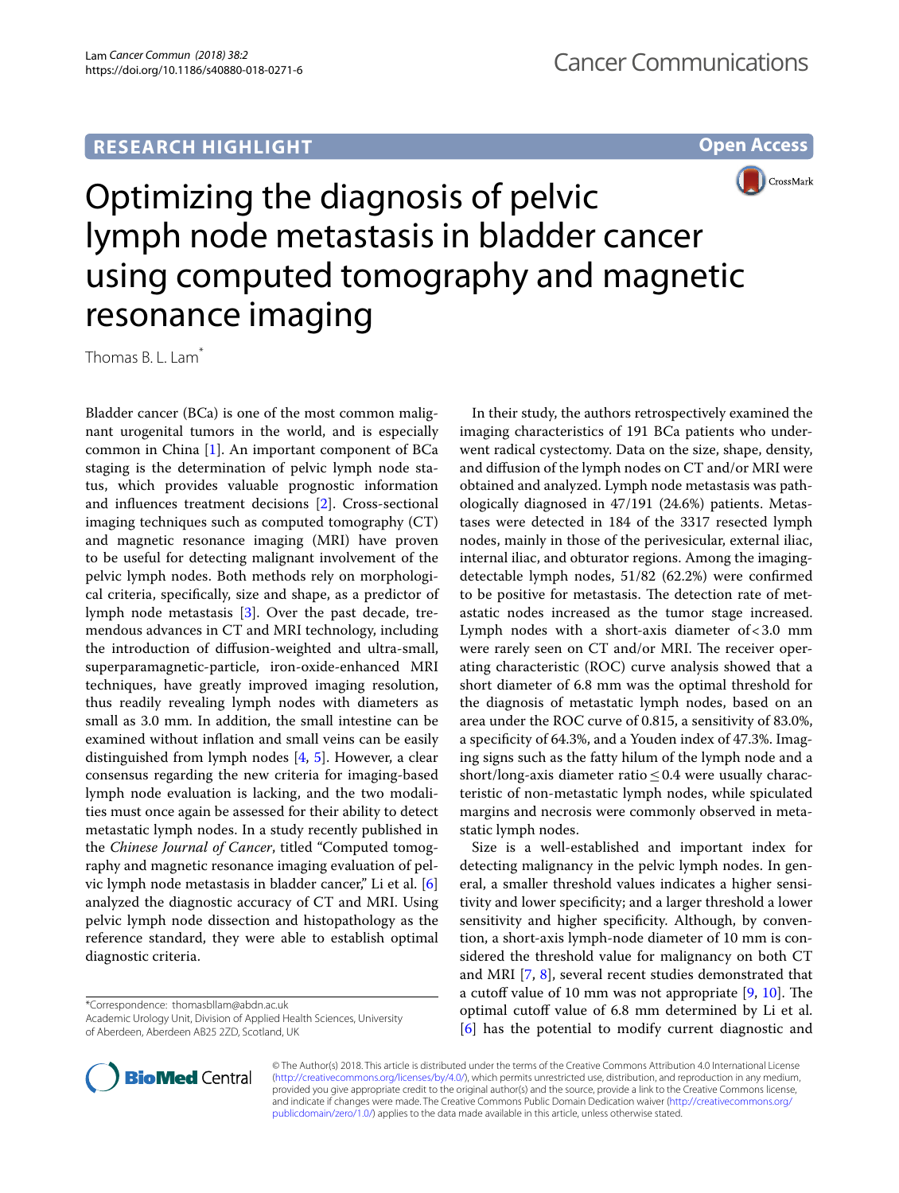**RESEARCH HIGHLIGHT**

**Open Access**

# Optimizing the diagnosis of pelvic lymph node metastasis in bladder cancer using computed tomography and magnetic resonance imaging

Thomas B. L. Lam*

Bladder cancer (BCa) is one of the most common malignant urogenital tumors in the world, and is especially common in China [1]. An important component of BCa staging is the determination of pelvic lymph node status, which provides valuable prognostic information and influences treatment decisions [2]. Cross-sectional imaging techniques such as computed tomography (CT) and magnetic resonance imaging (MRI) have proven to be useful for detecting malignant involvement of the pelvic lymph nodes. Both methods rely on morphological criteria, specifically, size and shape, as a predictor of lymph node metastasis [3]. Over the past decade, tremendous advances in CT and MRI technology, including the introduction of diffusion-weighted and ultra-small, superparamagnetic-particle, iron-oxide-enhanced MRI techniques, have greatly improved imaging resolution, thus readily revealing lymph nodes with diameters as small as 3.0 mm. In addition, the small intestine can be examined without inflation and small veins can be easily distinguished from lymph nodes [4, 5]. However, a clear consensus regarding the new criteria for imaging-based lymph node evaluation is lacking, and the two modalities must once again be assessed for their ability to detect metastatic lymph nodes. In a study recently published in the *Chinese Journal of Cancer*, titled "Computed tomography and magnetic resonance imaging evaluation of pelvic lymph node metastasis in bladder cancer," Li et al. [6] analyzed the diagnostic accuracy of CT and MRI. Using pelvic lymph node dissection and histopathology as the reference standard, they were able to establish optimal diagnostic criteria.

In their study, the authors retrospectively examined the imaging characteristics of 191 BCa patients who underwent radical cystectomy. Data on the size, shape, density, and diffusion of the lymph nodes on CT and/or MRI were obtained and analyzed. Lymph node metastasis was pathologically diagnosed in 47/191 (24.6%) patients. Metastases were detected in 184 of the 3317 resected lymph nodes, mainly in those of the perivesicular, external iliac, internal iliac, and obturator regions. Among the imaging-detectable lymph nodes, 51/82 (62.2%) were confirmed to be positive for metastasis. The detection rate of metastatic nodes increased as the tumor stage increased. Lymph nodes with a short-axis diameter of < 3.0 mm were rarely seen on CT and/or MRI. The receiver operating characteristic (ROC) curve analysis showed that a short diameter of 6.8 mm was the optimal threshold for the diagnosis of metastatic lymph nodes, based on an area under the ROC curve of 0.815, a sensitivity of 83.0%, a specificity of 64.3%, and a Youden index of 47.3%. Imaging signs such as the fatty hilum of the lymph node and a short/long-axis diameter ratio ≤ 0.4 were usually characteristic of non-metastatic lymph nodes, while spiculated margins and necrosis were commonly observed in metastatic lymph nodes.

Size is a well-established and important index for detecting malignancy in the pelvic lymph nodes. In general, a smaller threshold values indicates a higher sensitivity and lower specificity; and a larger threshold a lower sensitivity and higher specificity. Although, by convention, a short-axis lymph-node diameter of 10 mm is considered the threshold value for malignancy on both CT and MRI [7, 8], several recent studies demonstrated that a cutoff value of 10 mm was not appropriate [9, 10]. The optimal cutoff value of 6.8 mm determined by Li et al. [6] has the potential to modify current diagnostic and

*Correspondence: thomasbllam@abdn.ac.uk
Academic Urology Unit, Division of Applied Health Sciences, University of Aberdeen, Aberdeen AB25 2ZD, Scotland, UK

© The Author(s) 2018. This article is distributed under the terms of the Creative Commons Attribution 4.0 International License (http://creativecommons.org/licenses/by/4.0/), which permits unrestricted use, distribution, and reproduction in any medium, provided you give appropriate credit to the original author(s) and the source, provide a link to the Creative Commons license, and indicate if changes were made. The Creative Commons Public Domain Dedication waiver (http://creativecommons.org/publicdomain/zero/1.0/) applies to the data made available in this article, unless otherwise stated.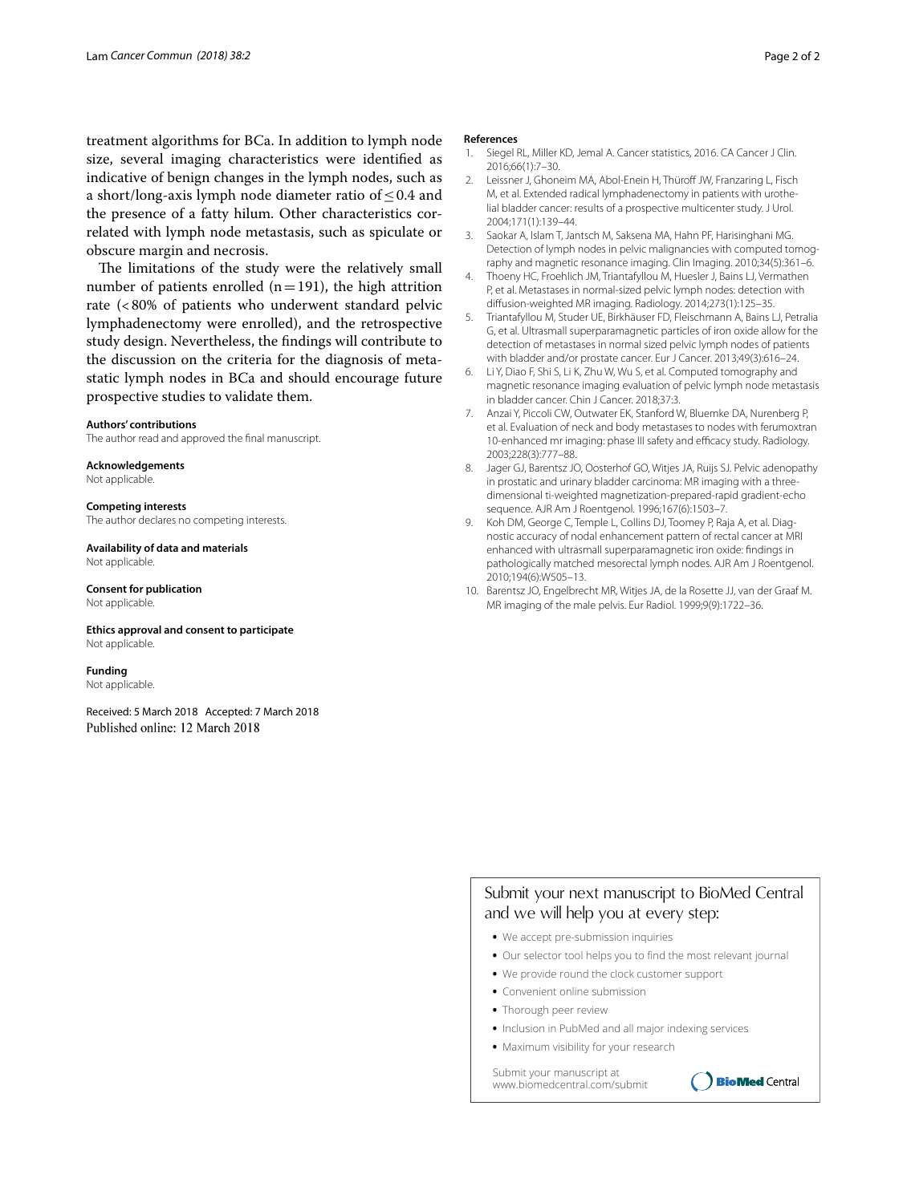treatment algorithms for BCa. In addition to lymph node size, several imaging characteristics were identified as indicative of benign changes in the lymph nodes, such as a short/long-axis lymph node diameter ratio of $\leq 0.4$ and the presence of a fatty hilum. Other characteristics correlated with lymph node metastasis, such as spiculate or obscure margin and necrosis.

The limitations of the study were the relatively small number of patients enrolled ($n = 191$), the high attrition rate (< 80% of patients who underwent standard pelvic lymphadenectomy were enrolled), and the retrospective study design. Nevertheless, the findings will contribute to the discussion on the criteria for the diagnosis of metastatic lymph nodes in BCa and should encourage future prospective studies to validate them.

**Authors' contributions**
The author read and approved the final manuscript.

**Acknowledgements**
Not applicable.

**Competing interests**
The author declares no competing interests.

**Availability of data and materials**
Not applicable.

**Consent for publication**
Not applicable.

**Ethics approval and consent to participate**
Not applicable.

**Funding**
Not applicable.

Received: 5 March 2018 Accepted: 7 March 2018
Published online: 12 March 2018

## References

1. Siegel RL, Miller KD, Jemal A. Cancer statistics, 2016. CA Cancer J Clin. 2016;66(1):7–30.
2. Leissner J, Ghoneim MA, Abol-Enein H, Thüroff JW, Franzaring L, Fisch M, et al. Extended radical lymphadenectomy in patients with urothelial bladder cancer: results of a prospective multicenter study. J Urol. 2004;171(1):139–44.
3. Saokar A, Islam T, Jantsch M, Saksena MA, Hahn PF, Harisinghani MG. Detection of lymph nodes in pelvic malignancies with computed tomography and magnetic resonance imaging. Clin Imaging. 2010;34(5):361–6.
4. Thoeny HC, Froehlich JM, Triantafyllou M, Huesler J, Bains LJ, Vermathen P, et al. Metastases in normal-sized pelvic lymph nodes: detection with diffusion-weighted MR imaging. Radiology. 2014;273(1):125–35.
5. Triantafyllou M, Studer UE, Birkhäuser FD, Fleischmann A, Bains LJ, Petralia G, et al. Ultrasmall superparamagnetic particles of iron oxide allow for the detection of metastases in normal sized pelvic lymph nodes of patients with bladder and/or prostate cancer. Eur J Cancer. 2013;49(3):616–24.
6. Li Y, Diao F, Shi S, Li K, Zhu W, Wu S, et al. Computed tomography and magnetic resonance imaging evaluation of pelvic lymph node metastasis in bladder cancer. Chin J Cancer. 2018;37:3.
7. Anzai Y, Piccoli CW, Outwater EK, Stanford W, Bluemke DA, Nurenberg P, et al. Evaluation of neck and body metastases to nodes with ferumoxtran 10-enhanced mr imaging: phase III safety and efficacy study. Radiology. 2003;228(3):777–88.
8. Jager GJ, Barentsz JO, Oosterhof GO, Witjes JA, Ruijs SJ. Pelvic adenopathy in prostatic and urinary bladder carcinoma: MR imaging with a three-dimensional ti-weighted magnetization-prepared-rapid gradient-echo sequence. AJR Am J Roentgenol. 1996;167(6):1503–7.
9. Koh DM, George C, Temple L, Collins DJ, Toomey P, Raja A, et al. Diagnostic accuracy of nodal enhancement pattern of rectal cancer at MRI enhanced with ultrasmall superparamagnetic iron oxide: findings in pathologically matched mesorectal lymph nodes. AJR Am J Roentgenol. 2010;194(6):W505–13.
10. Barentsz JO, Engelbrecht MR, Witjes JA, de la Rosette JJ, van der Graaf M. MR imaging of the male pelvis. Eur Radiol. 1999;9(9):1722–36.

Submit your next manuscript to BioMed Central and we will help you at every step:

- We accept pre-submission inquiries
- Our selector tool helps you to find the most relevant journal
- We provide round the clock customer support
- Convenient online submission
- Thorough peer review
- Inclusion in PubMed and all major indexing services
- Maximum visibility for your research

Submit your manuscript at
www.biomedcentral.com/submit

BioMed Central